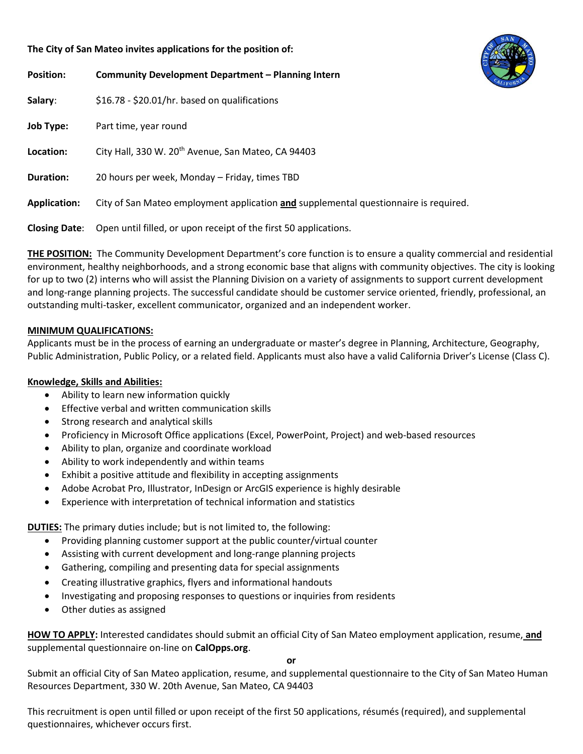**The City of San Mateo invites applications for the position of:**

**Position:** **Community Development Department – Planning Intern**

**Salary**: $16.78 - $20.01/hr. based on qualifications

**Job Type:** Part time, year round

**Location:** City Hall, 330 W. 20th Avenue, San Mateo, CA 94403

**Duration:** 20 hours per week, Monday – Friday, times TBD

**Application:** City of San Mateo employment application **and** supplemental questionnaire is required.

**Closing Date**: Open until filled, or upon receipt of the first 50 applications.

**THE POSITION:** The Community Development Department's core function is to ensure a quality commercial and residential environment, healthy neighborhoods, and a strong economic base that aligns with community objectives. The city is looking for up to two (2) interns who will assist the Planning Division on a variety of assignments to support current development and long-range planning projects. The successful candidate should be customer service oriented, friendly, professional, an outstanding multi-tasker, excellent communicator, organized and an independent worker.

**MINIMUM QUALIFICATIONS:**
Applicants must be in the process of earning an undergraduate or master's degree in Planning, Architecture, Geography, Public Administration, Public Policy, or a related field. Applicants must also have a valid California Driver's License (Class C).

**Knowledge, Skills and Abilities:**

- Ability to learn new information quickly
- Effective verbal and written communication skills
- Strong research and analytical skills
- Proficiency in Microsoft Office applications (Excel, PowerPoint, Project) and web-based resources
- Ability to plan, organize and coordinate workload
- Ability to work independently and within teams
- Exhibit a positive attitude and flexibility in accepting assignments
- Adobe Acrobat Pro, Illustrator, InDesign or ArcGIS experience is highly desirable
- Experience with interpretation of technical information and statistics

**DUTIES:** The primary duties include; but is not limited to, the following:

- Providing planning customer support at the public counter/virtual counter
- Assisting with current development and long-range planning projects
- Gathering, compiling and presenting data for special assignments
- Creating illustrative graphics, flyers and informational handouts
- Investigating and proposing responses to questions or inquiries from residents
- Other duties as assigned

**HOW TO APPLY:** Interested candidates should submit an official City of San Mateo employment application, resume, **and** supplemental questionnaire on-line on **CalOpps.org**.

**or**

Submit an official City of San Mateo application, resume, and supplemental questionnaire to the City of San Mateo Human Resources Department, 330 W. 20th Avenue, San Mateo, CA 94403

This recruitment is open until filled or upon receipt of the first 50 applications, résumés (required), and supplemental questionnaires, whichever occurs first.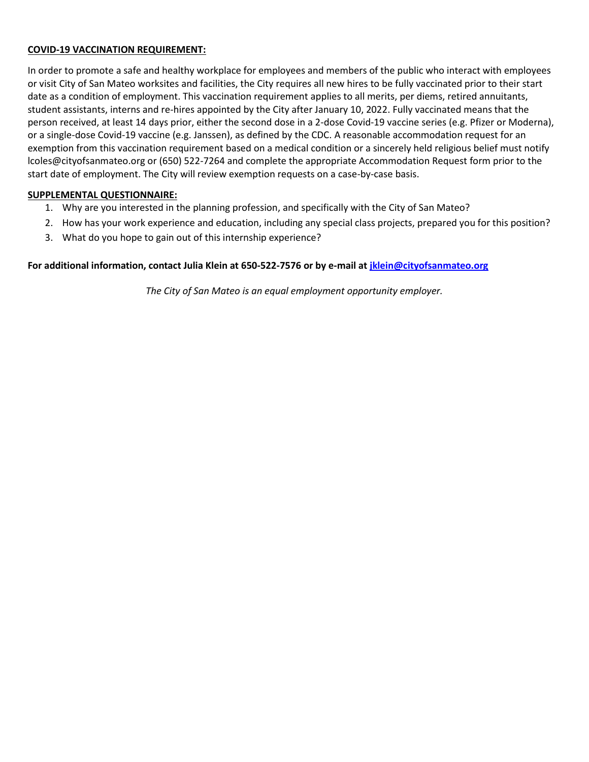**COVID-19 VACCINATION REQUIREMENT:**

In order to promote a safe and healthy workplace for employees and members of the public who interact with employees or visit City of San Mateo worksites and facilities, the City requires all new hires to be fully vaccinated prior to their start date as a condition of employment. This vaccination requirement applies to all merits, per diems, retired annuitants, student assistants, interns and re-hires appointed by the City after January 10, 2022. Fully vaccinated means that the person received, at least 14 days prior, either the second dose in a 2-dose Covid-19 vaccine series (e.g. Pfizer or Moderna), or a single-dose Covid-19 vaccine (e.g. Janssen), as defined by the CDC. A reasonable accommodation request for an exemption from this vaccination requirement based on a medical condition or a sincerely held religious belief must notify lcoles@cityofsanmateo.org or (650) 522-7264 and complete the appropriate Accommodation Request form prior to the start date of employment. The City will review exemption requests on a case-by-case basis.

**SUPPLEMENTAL QUESTIONNAIRE:**

1. Why are you interested in the planning profession, and specifically with the City of San Mateo?
2. How has your work experience and education, including any special class projects, prepared you for this position?
3. What do you hope to gain out of this internship experience?

**For additional information, contact Julia Klein at 650-522-7576 or by e-mail at jklein@cityofsanmateo.org**

*The City of San Mateo is an equal employment opportunity employer.*